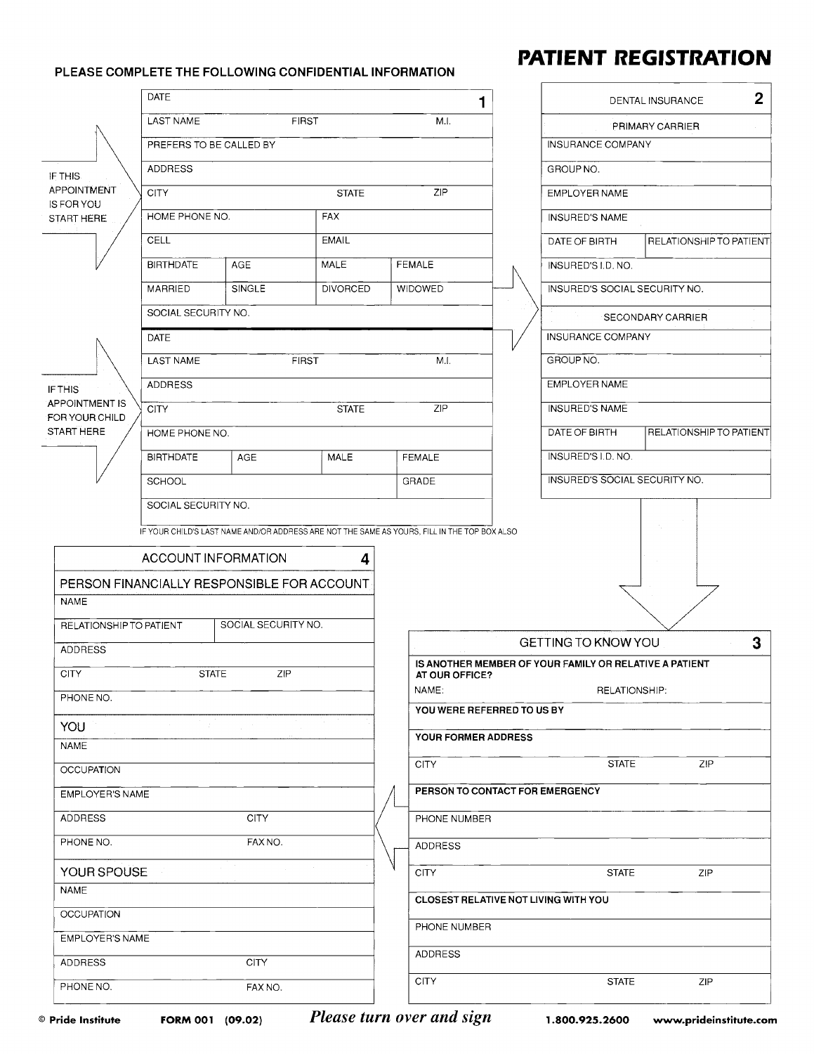# PATIENT REGISTRATION

PLEASE COMPLETE THE FOLLOWING CONFIDENTIAL INFORMATION

## 1

IF THIS APPOINTMENT IS FOR YOU START HERE

| DATE | | | |
|---|---|---|---|
| LAST NAME | FIRST | | M.I. |
| PREFERS TO BE CALLED BY | | | |
| ADDRESS | | | |
| CITY | | STATE | ZIP |
| HOME PHONE NO. | | FAX | |
| CELL | | EMAIL | |
| BIRTHDATE | AGE | MALE | FEMALE |
| MARRIED | SINGLE | DIVORCED | WIDOWED |
| SOCIAL SECURITY NO. | | | |

IF THIS APPOINTMENT IS FOR YOUR CHILD START HERE

| DATE | | | |
|---|---|---|---|
| LAST NAME | FIRST | | M.I. |
| ADDRESS | | | |
| CITY | | STATE | ZIP |
| HOME PHONE NO. | | | |
| BIRTHDATE | AGE | MALE | FEMALE |
| SCHOOL | | | GRADE |
| SOCIAL SECURITY NO. | | | |

IF YOUR CHILD'S LAST NAME AND/OR ADDRESS ARE NOT THE SAME AS YOURS, FILL IN THE TOP BOX ALSO

## 2 DENTAL INSURANCE

| PRIMARY CARRIER | |
|---|---|
| INSURANCE COMPANY | |
| GROUP NO. | |
| EMPLOYER NAME | |
| INSURED'S NAME | |
| DATE OF BIRTH | RELATIONSHIP TO PATIENT |
| INSURED'S I.D. NO. | |
| INSURED'S SOCIAL SECURITY NO. | |

| SECONDARY CARRIER | |
|---|---|
| INSURANCE COMPANY | |
| GROUP NO. | |
| EMPLOYER NAME | |
| INSURED'S NAME | |
| DATE OF BIRTH | RELATIONSHIP TO PATIENT |
| INSURED'S I.D. NO. | |
| INSURED'S SOCIAL SECURITY NO. | |

## 3 GETTING TO KNOW YOU

| | | |
|---|---|---|
| **IS ANOTHER MEMBER OF YOUR FAMILY OR RELATIVE A PATIENT AT OUR OFFICE?** | | |
| NAME: | RELATIONSHIP: | |
| **YOU WERE REFERRED TO US BY** | | |
| **YOUR FORMER ADDRESS** | | |
| CITY | STATE | ZIP |
| **PERSON TO CONTACT FOR EMERGENCY** | | |
| PHONE NUMBER | | |
| ADDRESS | | |
| CITY | STATE | ZIP |
| **CLOSEST RELATIVE NOT LIVING WITH YOU** | | |
| PHONE NUMBER | | |
| ADDRESS | | |
| CITY | STATE | ZIP |

## 4 ACCOUNT INFORMATION

| PERSON FINANCIALLY RESPONSIBLE FOR ACCOUNT | | |
|---|---|---|
| NAME | | |
| RELATIONSHIP TO PATIENT | SOCIAL SECURITY NO. | |
| ADDRESS | | |
| CITY | STATE | ZIP |
| PHONE NO. | | |

| YOU | |
|---|---|
| NAME | |
| OCCUPATION | |
| EMPLOYER'S NAME | |
| ADDRESS | CITY |
| PHONE NO. | FAX NO. |

| YOUR SPOUSE | |
|---|---|
| NAME | |
| OCCUPATION | |
| EMPLOYER'S NAME | |
| ADDRESS | CITY |
| PHONE NO. | FAX NO. |

© Pride Institute FORM 001 (09.02) *Please turn over and sign* 1.800.925.2600 www.prideinstitute.com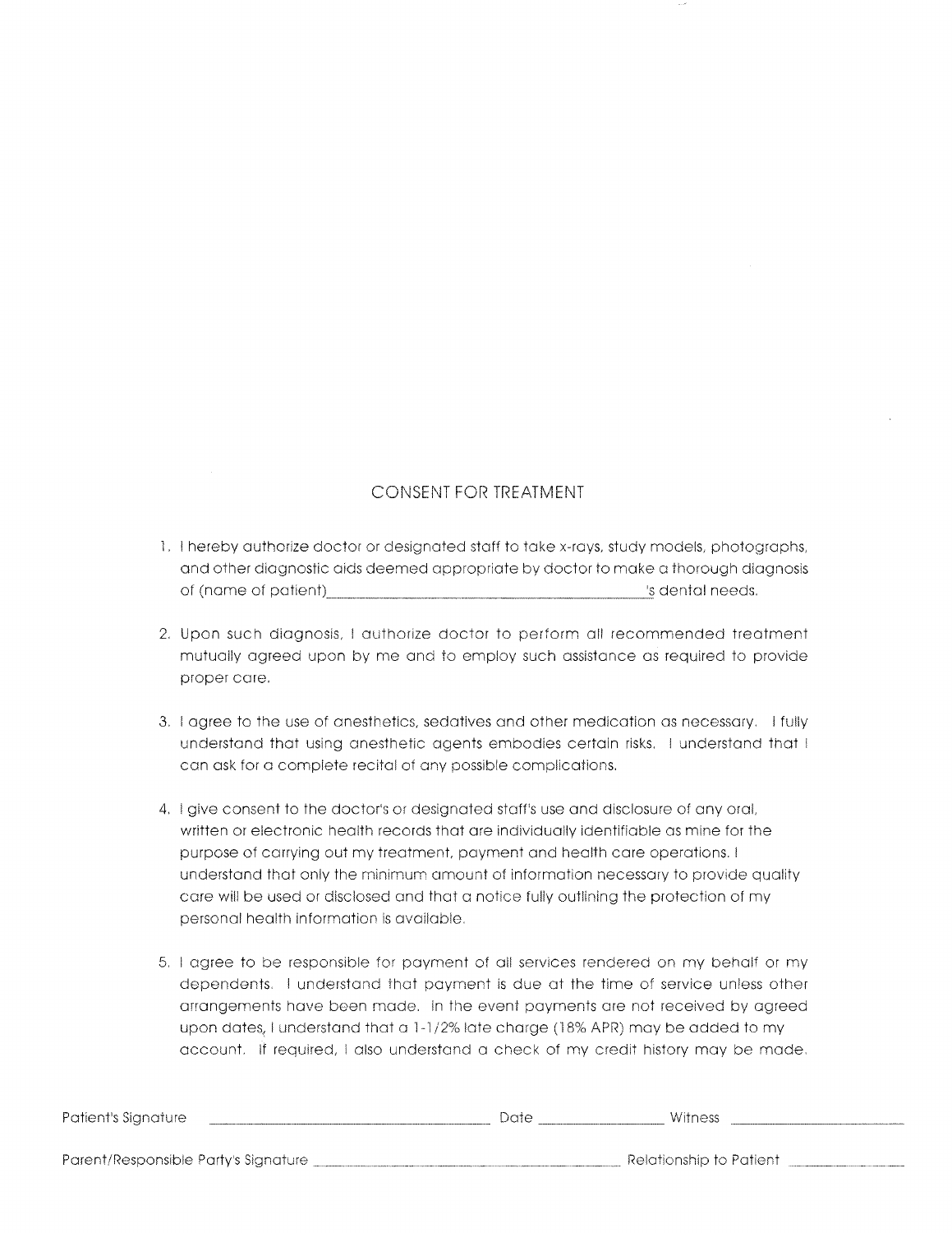# CONSENT FOR TREATMENT

1. I hereby authorize doctor or designated staff to take x-rays, study models, photographs, and other diagnostic aids deemed appropriate by doctor to make a thorough diagnosis of (name of patient)_______________________________________'s dental needs.

2. Upon such diagnosis, I authorize doctor to perform all recommended treatment mutually agreed upon by me and to employ such assistance as required to provide proper care.

3. I agree to the use of anesthetics, sedatives and other medication as necessary. I fully understand that using anesthetic agents embodies certain risks. I understand that I can ask for a complete recital of any possible complications.

4. I give consent to the doctor's or designated staff's use and disclosure of any oral, written or electronic health records that are individually identifiable as mine for the purpose of carrying out my treatment, payment and health care operations. I understand that only the minimum amount of information necessary to provide quality care will be used or disclosed and that a notice fully outlining the protection of my personal health information is available.

5. I agree to be responsible for payment of all services rendered on my behalf or my dependents. I understand that payment is due at the time of service unless other arrangements have been made. In the event payments are not received by agreed upon dates, I understand that a 1-1/2% late charge (18% APR) may be added to my account. If required, I also understand a check of my credit history may be made.

Patient's Signature ________________________________ Date ______________ Witness ____________________

Parent/Responsible Party's Signature ________________________________ Relationship to Patient ______________